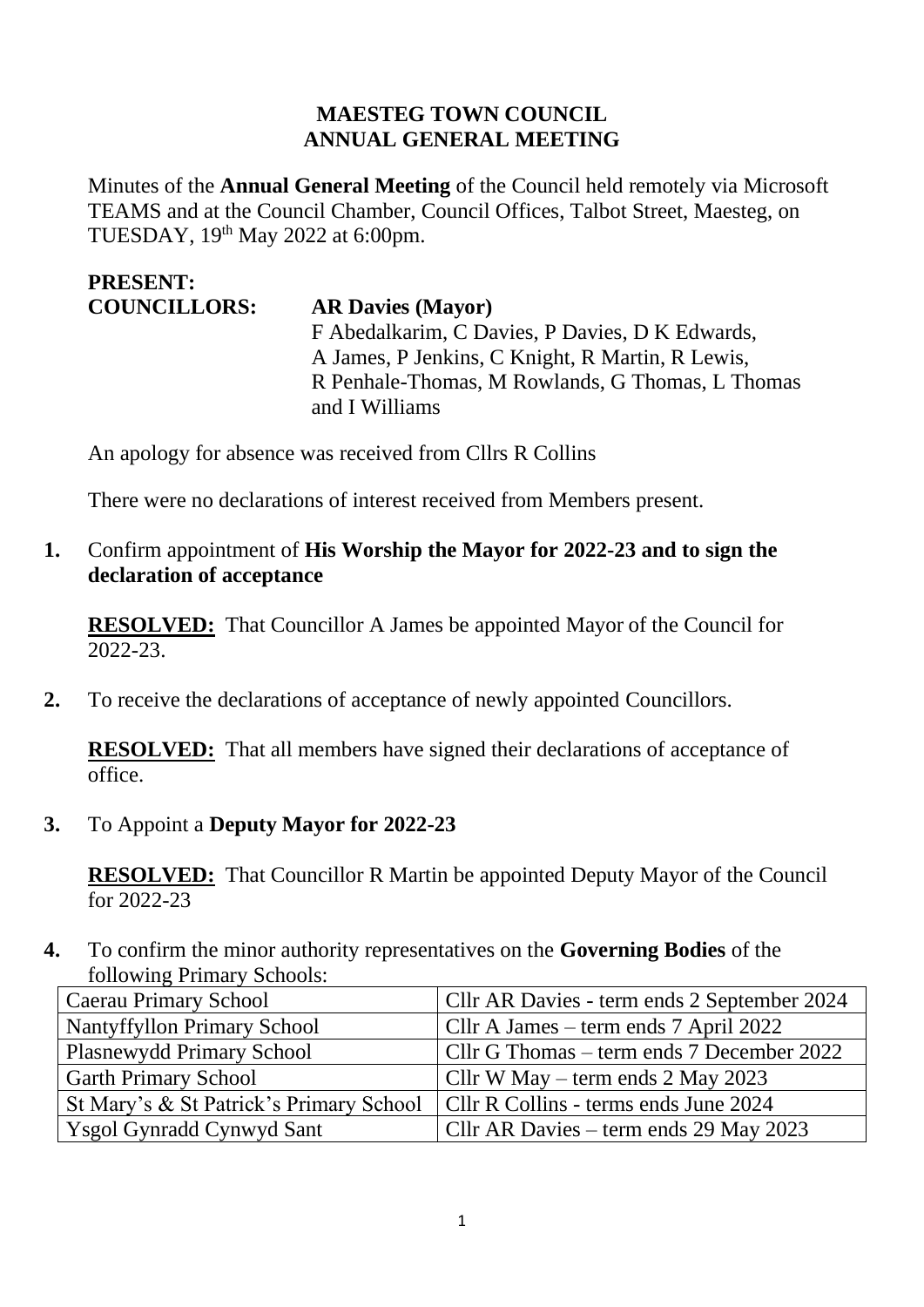# MAESTEG TOWN COUNCIL
# ANNUAL GENERAL MEETING

Minutes of the **Annual General Meeting** of the Council held remotely via Microsoft TEAMS and at the Council Chamber, Council Offices, Talbot Street, Maesteg, on TUESDAY, 19th May 2022 at 6:00pm.

**PRESENT:**

**COUNCILLORS:** **AR Davies (Mayor)**
F Abedalkarim, C Davies, P Davies, D K Edwards, A James, P Jenkins, C Knight, R Martin, R Lewis, R Penhale-Thomas, M Rowlands, G Thomas, L Thomas and I Williams

An apology for absence was received from Cllrs R Collins

There were no declarations of interest received from Members present.

**1.** Confirm appointment of **His Worship the Mayor for 2022-23 and to sign the declaration of acceptance**

**RESOLVED:** That Councillor A James be appointed Mayor of the Council for 2022-23.

**2.** To receive the declarations of acceptance of newly appointed Councillors.

**RESOLVED:** That all members have signed their declarations of acceptance of office.

**3.** To Appoint a **Deputy Mayor for 2022-23**

**RESOLVED:** That Councillor R Martin be appointed Deputy Mayor of the Council for 2022-23

**4.** To confirm the minor authority representatives on the **Governing Bodies** of the following Primary Schools:

| | |
|---|---|
| Caerau Primary School | Cllr AR Davies - term ends 2 September 2024 |
| Nantyffyllon Primary School | Cllr A James – term ends 7 April 2022 |
| Plasnewydd Primary School | Cllr G Thomas – term ends 7 December 2022 |
| Garth Primary School | Cllr W May – term ends 2 May 2023 |
| St Mary's & St Patrick's Primary School | Cllr R Collins - terms ends June 2024 |
| Ysgol Gynradd Cynwyd Sant | Cllr AR Davies – term ends 29 May 2023 |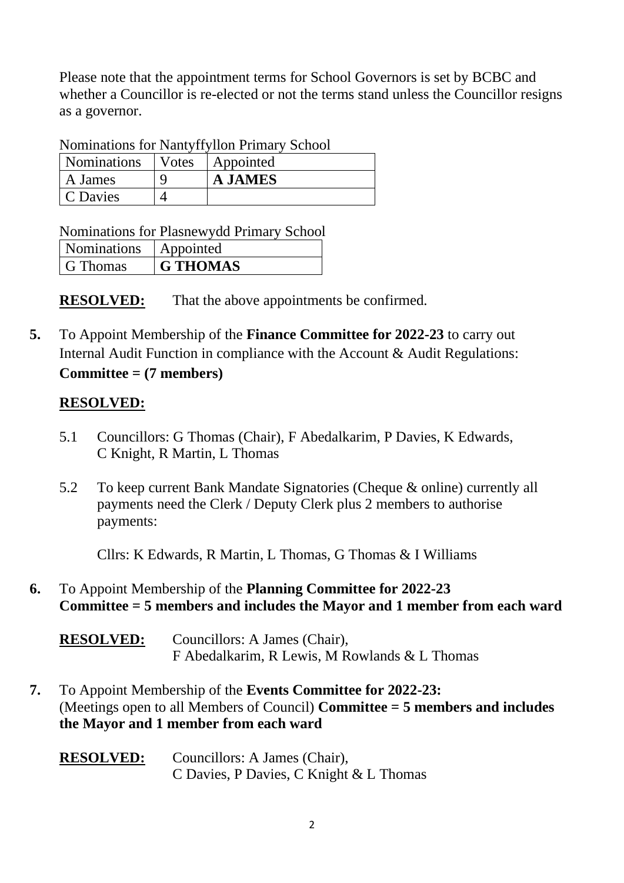Please note that the appointment terms for School Governors is set by BCBC and whether a Councillor is re-elected or not the terms stand unless the Councillor resigns as a governor.

Nominations for Nantyffyllon Primary School

| Nominations | Votes | Appointed |
|---|---|---|
| A James | 9 | **A JAMES** |
| C Davies | 4 | |

Nominations for Plasnewydd Primary School

| Nominations | Appointed |
|---|---|
| G Thomas | **G THOMAS** |

**RESOLVED:** That the above appointments be confirmed.

**5.** To Appoint Membership of the **Finance Committee for 2022-23** to carry out Internal Audit Function in compliance with the Account & Audit Regulations: **Committee = (7 members)**

**RESOLVED:**

5.1 Councillors: G Thomas (Chair), F Abedalkarim, P Davies, K Edwards, C Knight, R Martin, L Thomas

5.2 To keep current Bank Mandate Signatories (Cheque & online) currently all payments need the Clerk / Deputy Clerk plus 2 members to authorise payments:

Cllrs: K Edwards, R Martin, L Thomas, G Thomas & I Williams

**6.** To Appoint Membership of the **Planning Committee for 2022-23**
**Committee = 5 members and includes the Mayor and 1 member from each ward**

**RESOLVED:** Councillors: A James (Chair), F Abedalkarim, R Lewis, M Rowlands & L Thomas

**7.** To Appoint Membership of the **Events Committee for 2022-23:** (Meetings open to all Members of Council) **Committee = 5 members and includes the Mayor and 1 member from each ward**

**RESOLVED:** Councillors: A James (Chair), C Davies, P Davies, C Knight & L Thomas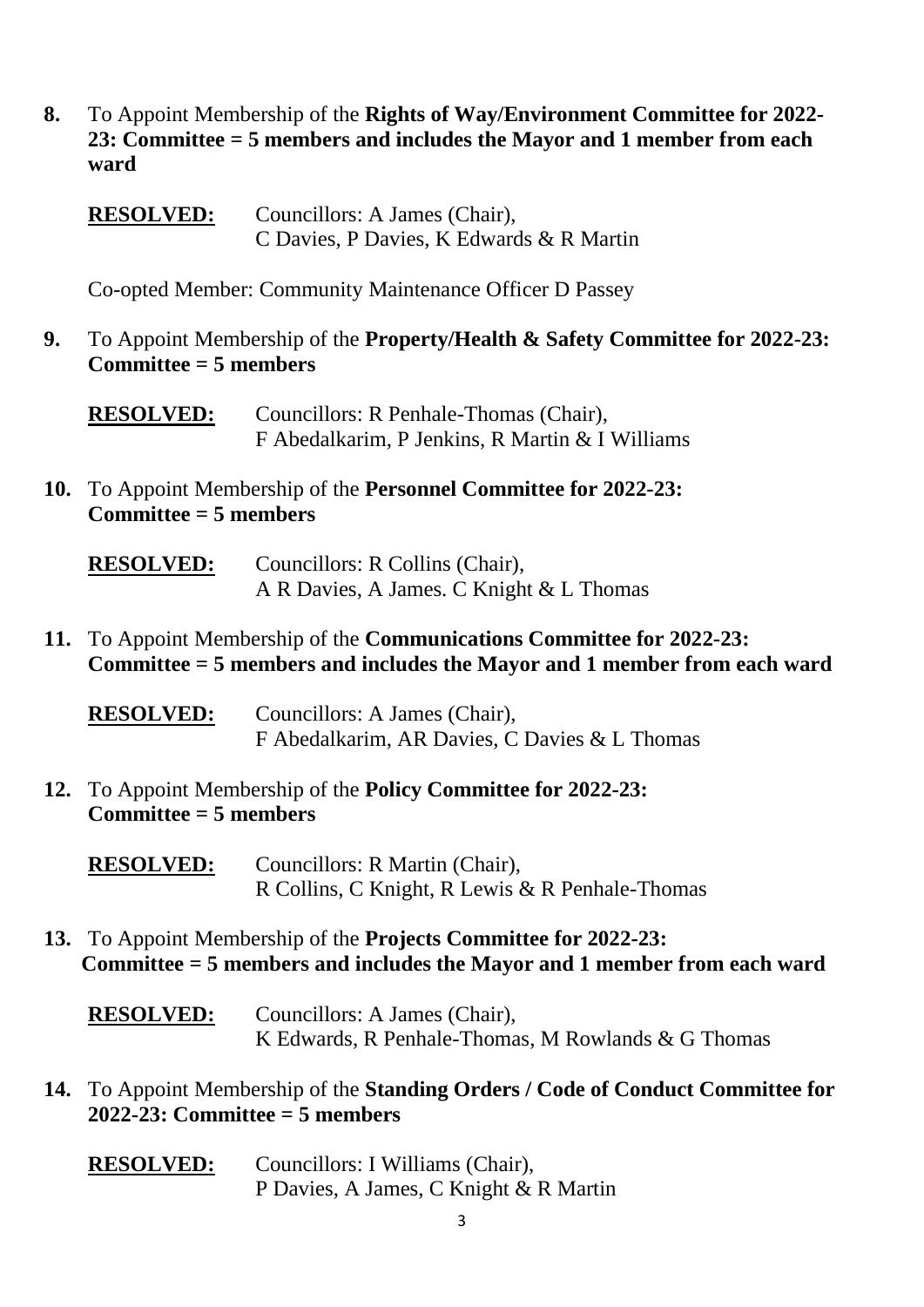**8.** To Appoint Membership of the **Rights of Way/Environment Committee for 2022-23: Committee = 5 members and includes the Mayor and 1 member from each ward**

**RESOLVED:** Councillors: A James (Chair),
C Davies, P Davies, K Edwards & R Martin

Co-opted Member: Community Maintenance Officer D Passey

**9.** To Appoint Membership of the **Property/Health & Safety Committee for 2022-23: Committee = 5 members**

**RESOLVED:** Councillors: R Penhale-Thomas (Chair),
F Abedalkarim, P Jenkins, R Martin & I Williams

**10.** To Appoint Membership of the **Personnel Committee for 2022-23: Committee = 5 members**

**RESOLVED:** Councillors: R Collins (Chair),
A R Davies, A James. C Knight & L Thomas

**11.** To Appoint Membership of the **Communications Committee for 2022-23: Committee = 5 members and includes the Mayor and 1 member from each ward**

**RESOLVED:** Councillors: A James (Chair),
F Abedalkarim, AR Davies, C Davies & L Thomas

**12.** To Appoint Membership of the **Policy Committee for 2022-23: Committee = 5 members**

**RESOLVED:** Councillors: R Martin (Chair),
R Collins, C Knight, R Lewis & R Penhale-Thomas

**13.** To Appoint Membership of the **Projects Committee for 2022-23: Committee = 5 members and includes the Mayor and 1 member from each ward**

**RESOLVED:** Councillors: A James (Chair),
K Edwards, R Penhale-Thomas, M Rowlands & G Thomas

**14.** To Appoint Membership of the **Standing Orders / Code of Conduct Committee for 2022-23: Committee = 5 members**

**RESOLVED:** Councillors: I Williams (Chair),
P Davies, A James, C Knight & R Martin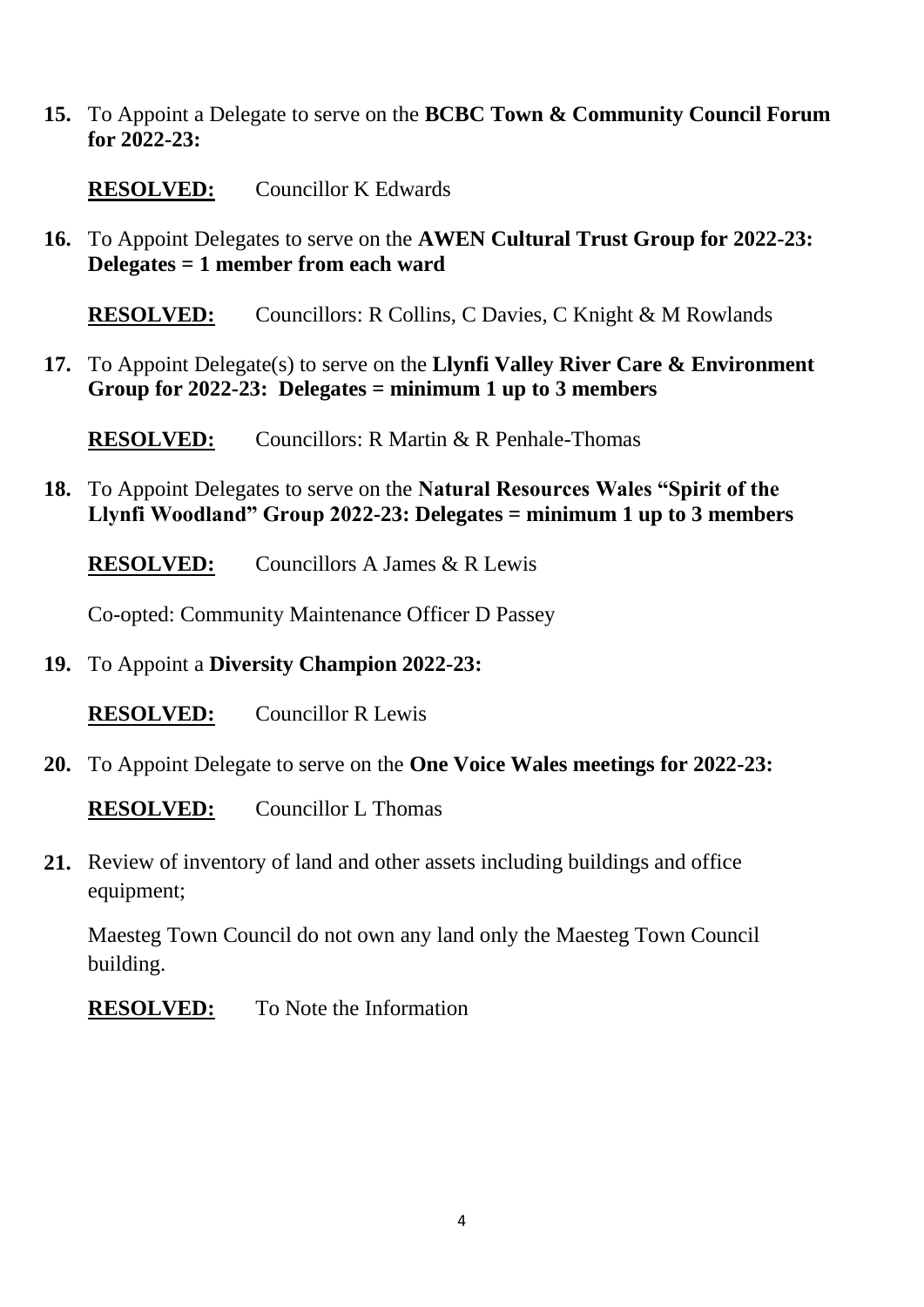15. To Appoint a Delegate to serve on the **BCBC Town & Community Council Forum for 2022-23:**

    **RESOLVED:** Councillor K Edwards

16. To Appoint Delegates to serve on the **AWEN Cultural Trust Group for 2022-23: Delegates = 1 member from each ward**

    **RESOLVED:** Councillors: R Collins, C Davies, C Knight & M Rowlands

17. To Appoint Delegate(s) to serve on the **Llynfi Valley River Care & Environment Group for 2022-23: Delegates = minimum 1 up to 3 members**

    **RESOLVED:** Councillors: R Martin & R Penhale-Thomas

18. To Appoint Delegates to serve on the **Natural Resources Wales "Spirit of the Llynfi Woodland" Group 2022-23: Delegates = minimum 1 up to 3 members**

    **RESOLVED:** Councillors A James & R Lewis

    Co-opted: Community Maintenance Officer D Passey

19. To Appoint a **Diversity Champion 2022-23:**

    **RESOLVED:** Councillor R Lewis

20. To Appoint Delegate to serve on the **One Voice Wales meetings for 2022-23:**

    **RESOLVED:** Councillor L Thomas

21. Review of inventory of land and other assets including buildings and office equipment;

    Maesteg Town Council do not own any land only the Maesteg Town Council building.

    **RESOLVED:** To Note the Information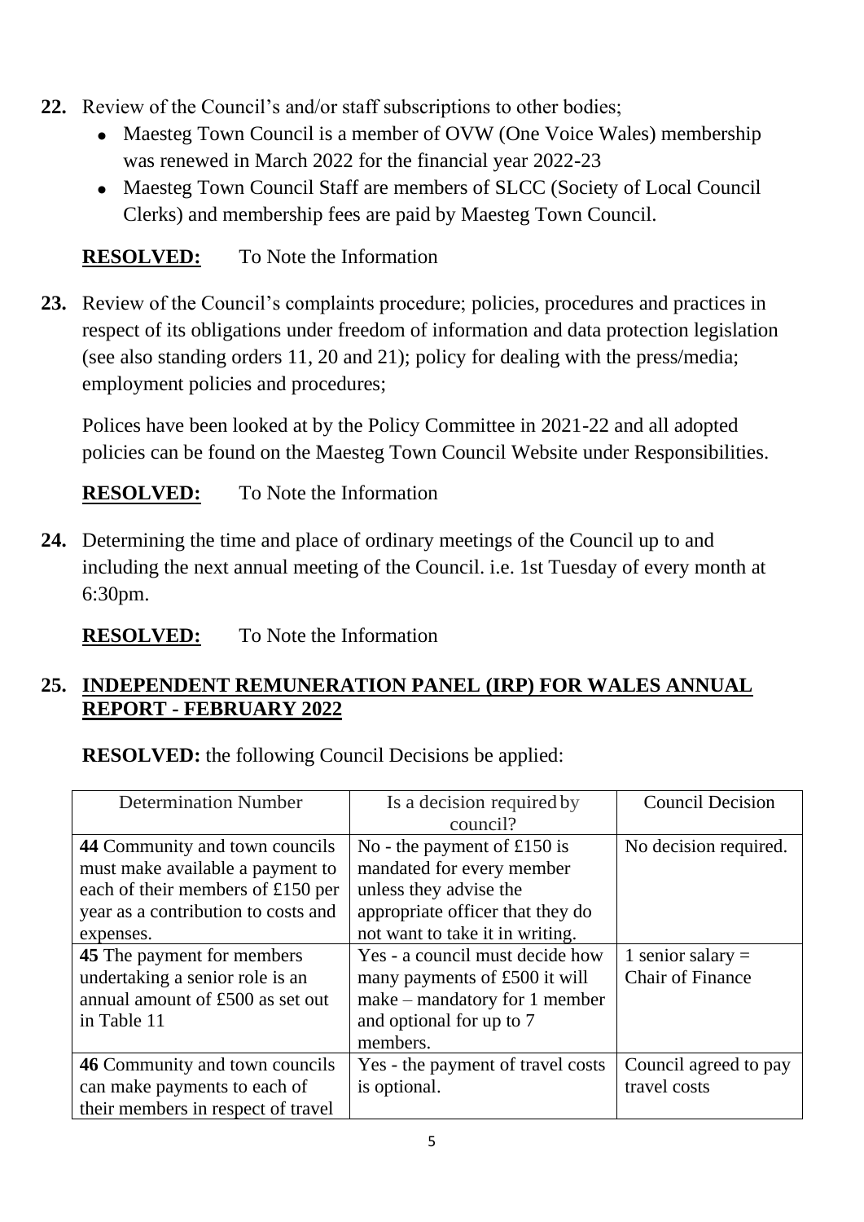**22.** Review of the Council's and/or staff subscriptions to other bodies;

- Maesteg Town Council is a member of OVW (One Voice Wales) membership was renewed in March 2022 for the financial year 2022-23
- Maesteg Town Council Staff are members of SLCC (Society of Local Council Clerks) and membership fees are paid by Maesteg Town Council.

**RESOLVED:** To Note the Information

**23.** Review of the Council's complaints procedure; policies, procedures and practices in respect of its obligations under freedom of information and data protection legislation (see also standing orders 11, 20 and 21); policy for dealing with the press/media; employment policies and procedures;

Polices have been looked at by the Policy Committee in 2021-22 and all adopted policies can be found on the Maesteg Town Council Website under Responsibilities.

**RESOLVED:** To Note the Information

**24.** Determining the time and place of ordinary meetings of the Council up to and including the next annual meeting of the Council. i.e. 1st Tuesday of every month at 6:30pm.

**RESOLVED:** To Note the Information

## 25. INDEPENDENT REMUNERATION PANEL (IRP) FOR WALES ANNUAL REPORT - FEBRUARY 2022

**RESOLVED:** the following Council Decisions be applied:

| Determination Number | Is a decision required by council? | Council Decision |
|---|---|---|
| **44** Community and town councils must make available a payment to each of their members of £150 per year as a contribution to costs and expenses. | No - the payment of £150 is mandated for every member unless they advise the appropriate officer that they do not want to take it in writing. | No decision required. |
| **45** The payment for members undertaking a senior role is an annual amount of £500 as set out in Table 11 | Yes - a council must decide how many payments of £500 it will make – mandatory for 1 member and optional for up to 7 members. | 1 senior salary = Chair of Finance |
| **46** Community and town councils can make payments to each of their members in respect of travel | Yes - the payment of travel costs is optional. | Council agreed to pay travel costs |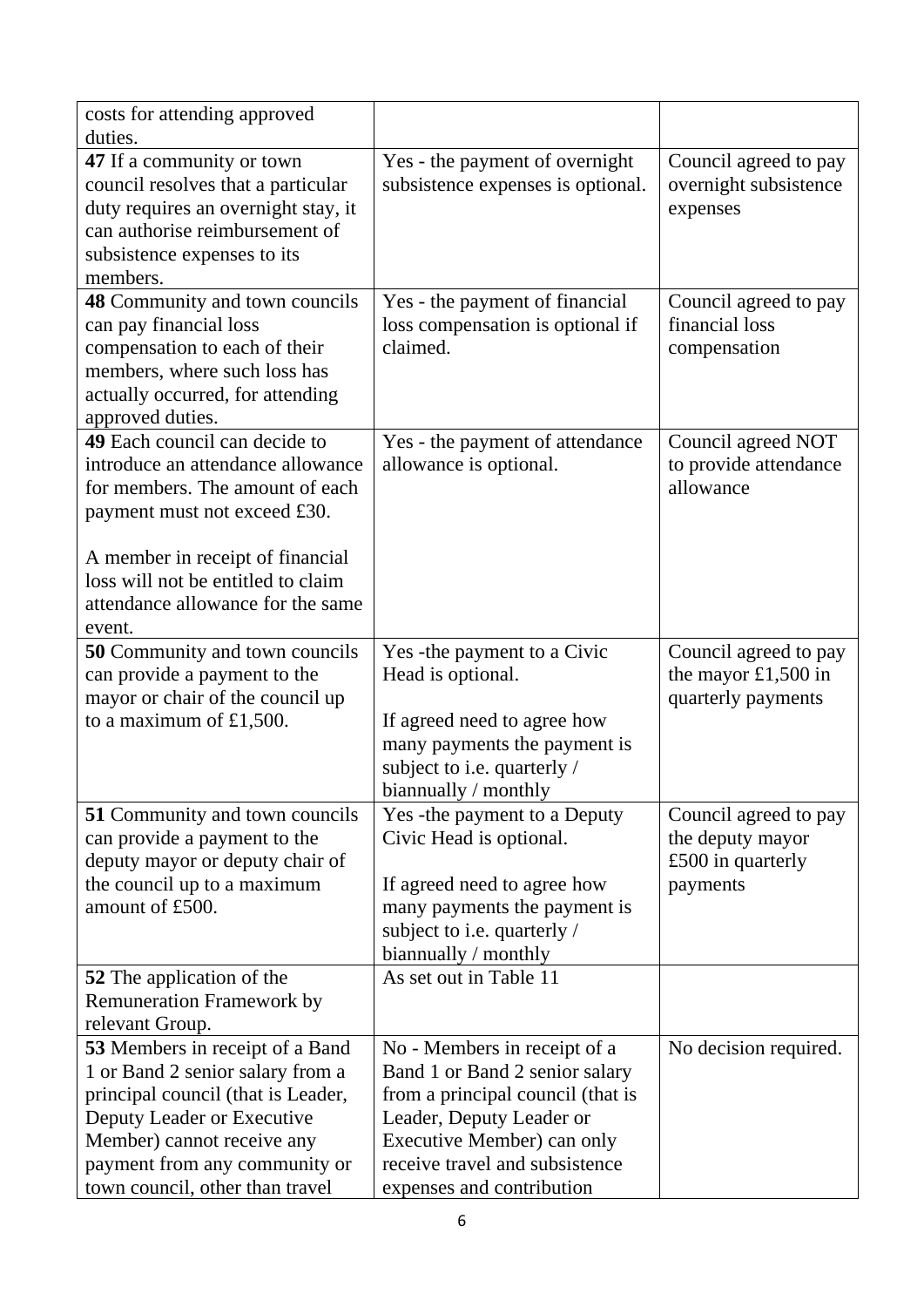| | | |
|---|---|---|
| costs for attending approved duties. | | |
| **47** If a community or town council resolves that a particular duty requires an overnight stay, it can authorise reimbursement of subsistence expenses to its members. | Yes - the payment of overnight subsistence expenses is optional. | Council agreed to pay overnight subsistence expenses |
| **48** Community and town councils can pay financial loss compensation to each of their members, where such loss has actually occurred, for attending approved duties. | Yes - the payment of financial loss compensation is optional if claimed. | Council agreed to pay financial loss compensation |
| **49** Each council can decide to introduce an attendance allowance for members. The amount of each payment must not exceed £30.<br><br>A member in receipt of financial loss will not be entitled to claim attendance allowance for the same event. | Yes - the payment of attendance allowance is optional. | Council agreed NOT to provide attendance allowance |
| **50** Community and town councils can provide a payment to the mayor or chair of the council up to a maximum of £1,500. | Yes -the payment to a Civic Head is optional.<br><br>If agreed need to agree how many payments the payment is subject to i.e. quarterly / biannually / monthly | Council agreed to pay the mayor £1,500 in quarterly payments |
| **51** Community and town councils can provide a payment to the deputy mayor or deputy chair of the council up to a maximum amount of £500. | Yes -the payment to a Deputy Civic Head is optional.<br><br>If agreed need to agree how many payments the payment is subject to i.e. quarterly / biannually / monthly | Council agreed to pay the deputy mayor £500 in quarterly payments |
| **52** The application of the Remuneration Framework by relevant Group. | As set out in Table 11 | |
| **53** Members in receipt of a Band 1 or Band 2 senior salary from a principal council (that is Leader, Deputy Leader or Executive Member) cannot receive any payment from any community or town council, other than travel | No - Members in receipt of a Band 1 or Band 2 senior salary from a principal council (that is Leader, Deputy Leader or Executive Member) can only receive travel and subsistence expenses and contribution | No decision required. |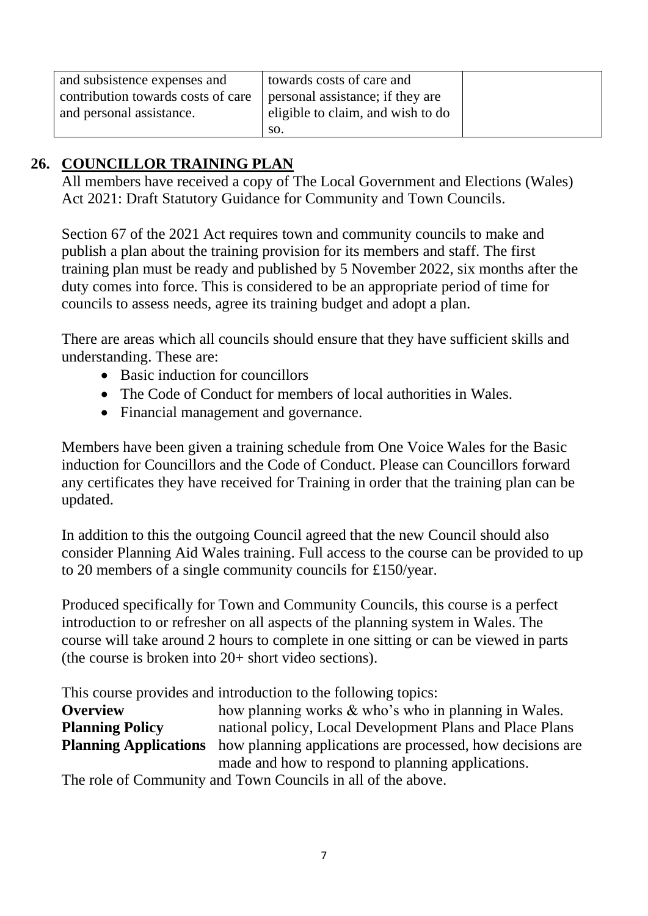| and subsistence expenses and contribution towards costs of care and personal assistance. | towards costs of care and personal assistance; if they are eligible to claim, and wish to do so. | |
|---|---|---|

## 26. COUNCILLOR TRAINING PLAN

All members have received a copy of The Local Government and Elections (Wales) Act 2021: Draft Statutory Guidance for Community and Town Councils.

Section 67 of the 2021 Act requires town and community councils to make and publish a plan about the training provision for its members and staff. The first training plan must be ready and published by 5 November 2022, six months after the duty comes into force. This is considered to be an appropriate period of time for councils to assess needs, agree its training budget and adopt a plan.

There are areas which all councils should ensure that they have sufficient skills and understanding. These are:

- Basic induction for councillors
- The Code of Conduct for members of local authorities in Wales.
- Financial management and governance.

Members have been given a training schedule from One Voice Wales for the Basic induction for Councillors and the Code of Conduct. Please can Councillors forward any certificates they have received for Training in order that the training plan can be updated.

In addition to this the outgoing Council agreed that the new Council should also consider Planning Aid Wales training. Full access to the course can be provided to up to 20 members of a single community councils for £150/year.

Produced specifically for Town and Community Councils, this course is a perfect introduction to or refresher on all aspects of the planning system in Wales. The course will take around 2 hours to complete in one sitting or can be viewed in parts (the course is broken into 20+ short video sections).

This course provides and introduction to the following topics:

**Overview** how planning works & who's who in planning in Wales.
**Planning Policy** national policy, Local Development Plans and Place Plans
**Planning Applications** how planning applications are processed, how decisions are made and how to respond to planning applications.

The role of Community and Town Councils in all of the above.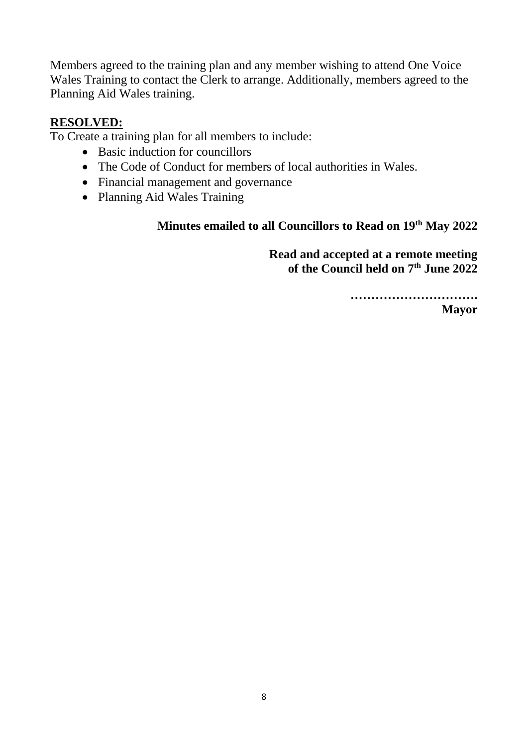Members agreed to the training plan and any member wishing to attend One Voice Wales Training to contact the Clerk to arrange. Additionally, members agreed to the Planning Aid Wales training.

**RESOLVED:**

To Create a training plan for all members to include:

- Basic induction for councillors
- The Code of Conduct for members of local authorities in Wales.
- Financial management and governance
- Planning Aid Wales Training

**Minutes emailed to all Councillors to Read on 19th May 2022**

**Read and accepted at a remote meeting of the Council held on 7th June 2022**

**………………………….**

**Mayor**